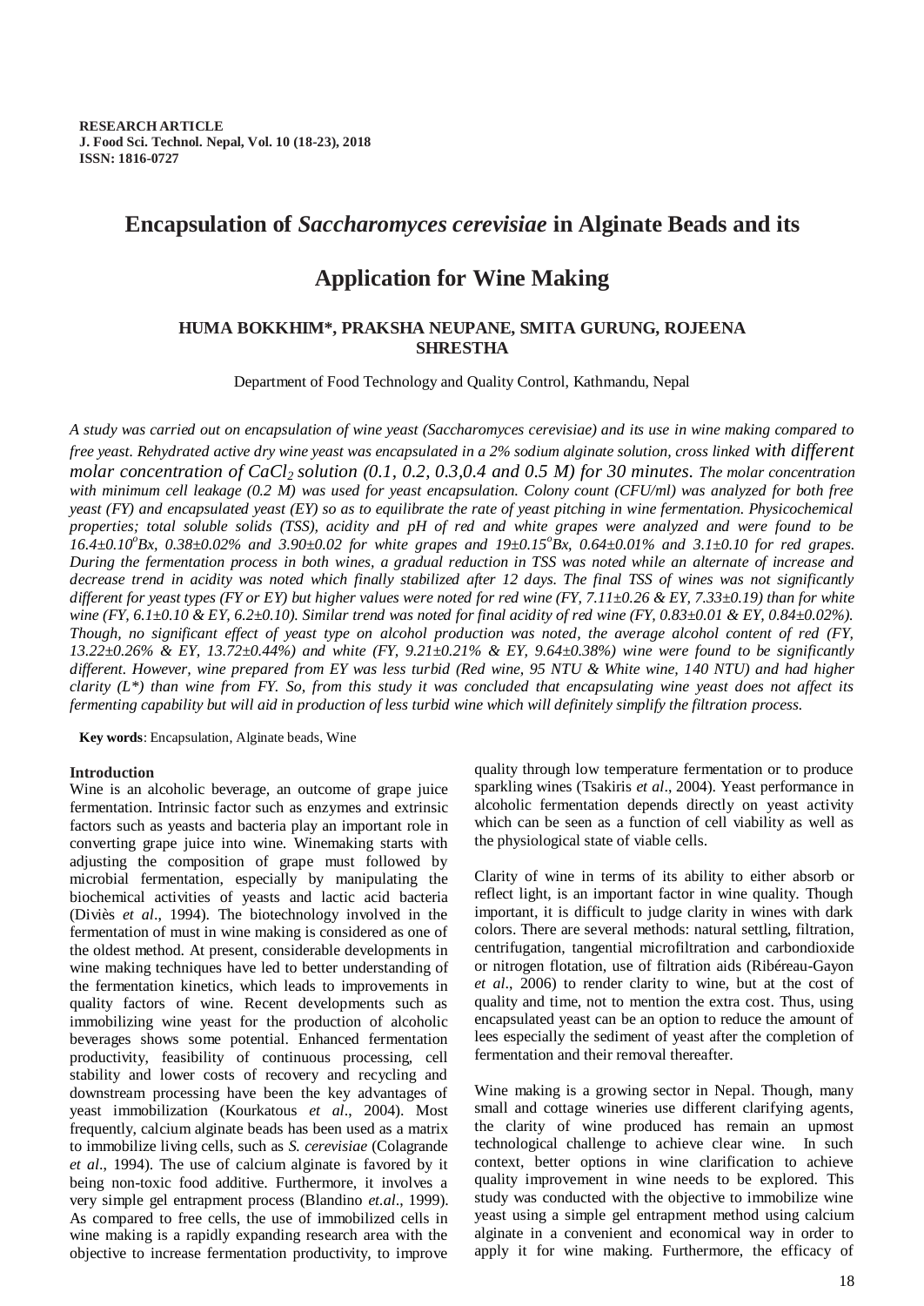**RESEARCH ARTICLE**
**J. Food Sci. Technol. Nepal, Vol. 10 (18-23), 2018**
**ISSN: 1816-0727**

# Encapsulation of *Saccharomyces cerevisiae* in Alginate Beads and its Application for Wine Making

**HUMA BOKKHIM\*, PRAKSHA NEUPANE, SMITA GURUNG, ROJEENA SHRESTHA**

Department of Food Technology and Quality Control, Kathmandu, Nepal

*A study was carried out on encapsulation of wine yeast (Saccharomyces cerevisiae) and its use in wine making compared to free yeast. Rehydrated active dry wine yeast was encapsulated in a 2% sodium alginate solution, cross linked with different molar concentration of $CaCl_2$ solution (0.1, 0.2, 0.3,0.4 and 0.5 M) for 30 minutes. The molar concentration with minimum cell leakage (0.2 M) was used for yeast encapsulation. Colony count (CFU/ml) was analyzed for both free yeast (FY) and encapsulated yeast (EY) so as to equilibrate the rate of yeast pitching in wine fermentation. Physicochemical properties; total soluble solids (TSS), acidity and pH of red and white grapes were analyzed and were found to be $16.4\pm0.10^oBx$, 0.38±0.02% and 3.90±0.02 for white grapes and $19\pm0.15^oBx$, 0.64±0.01% and 3.1±0.10 for red grapes. During the fermentation process in both wines, a gradual reduction in TSS was noted while an alternate of increase and decrease trend in acidity was noted which finally stabilized after 12 days. The final TSS of wines was not significantly different for yeast types (FY or EY) but higher values were noted for red wine (FY, 7.11±0.26 & EY, 7.33±0.19) than for white wine (FY, 6.1±0.10 & EY, 6.2±0.10). Similar trend was noted for final acidity of red wine (FY, 0.83±0.01 & EY, 0.84±0.02%). Though, no significant effect of yeast type on alcohol production was noted, the average alcohol content of red (FY, 13.22±0.26% & EY, 13.72±0.44%) and white (FY, 9.21±0.21% & EY, 9.64±0.38%) wine were found to be significantly different. However, wine prepared from EY was less turbid (Red wine, 95 NTU & White wine, 140 NTU) and had higher clarity (L\*) than wine from FY. So, from this study it was concluded that encapsulating wine yeast does not affect its fermenting capability but will aid in production of less turbid wine which will definitely simplify the filtration process.*

**Key words**: Encapsulation, Alginate beads, Wine

## Introduction

Wine is an alcoholic beverage, an outcome of grape juice fermentation. Intrinsic factor such as enzymes and extrinsic factors such as yeasts and bacteria play an important role in converting grape juice into wine. Winemaking starts with adjusting the composition of grape must followed by microbial fermentation, especially by manipulating the biochemical activities of yeasts and lactic acid bacteria (Diviès *et al*., 1994). The biotechnology involved in the fermentation of must in wine making is considered as one of the oldest method. At present, considerable developments in wine making techniques have led to better understanding of the fermentation kinetics, which leads to improvements in quality factors of wine. Recent developments such as immobilizing wine yeast for the production of alcoholic beverages shows some potential. Enhanced fermentation productivity, feasibility of continuous processing, cell stability and lower costs of recovery and recycling and downstream processing have been the key advantages of yeast immobilization (Kourkatous *et al*., 2004). Most frequently, calcium alginate beads has been used as a matrix to immobilize living cells, such as *S. cerevisiae* (Colagrande *et al*., 1994). The use of calcium alginate is favored by it being non-toxic food additive. Furthermore, it involves a very simple gel entrapment process (Blandino *et.al*., 1999). As compared to free cells, the use of immobilized cells in wine making is a rapidly expanding research area with the objective to increase fermentation productivity, to improve quality through low temperature fermentation or to produce sparkling wines (Tsakiris *et al*., 2004). Yeast performance in alcoholic fermentation depends directly on yeast activity which can be seen as a function of cell viability as well as the physiological state of viable cells.

Clarity of wine in terms of its ability to either absorb or reflect light, is an important factor in wine quality. Though important, it is difficult to judge clarity in wines with dark colors. There are several methods: natural settling, filtration, centrifugation, tangential microfiltration and carbondioxide or nitrogen flotation, use of filtration aids (Ribéreau-Gayon *et al*., 2006) to render clarity to wine, but at the cost of quality and time, not to mention the extra cost. Thus, using encapsulated yeast can be an option to reduce the amount of lees especially the sediment of yeast after the completion of fermentation and their removal thereafter.

Wine making is a growing sector in Nepal. Though, many small and cottage wineries use different clarifying agents, the clarity of wine produced has remain an upmost technological challenge to achieve clear wine. In such context, better options in wine clarification to achieve quality improvement in wine needs to be explored. This study was conducted with the objective to immobilize wine yeast using a simple gel entrapment method using calcium alginate in a convenient and economical way in order to apply it for wine making. Furthermore, the efficacy of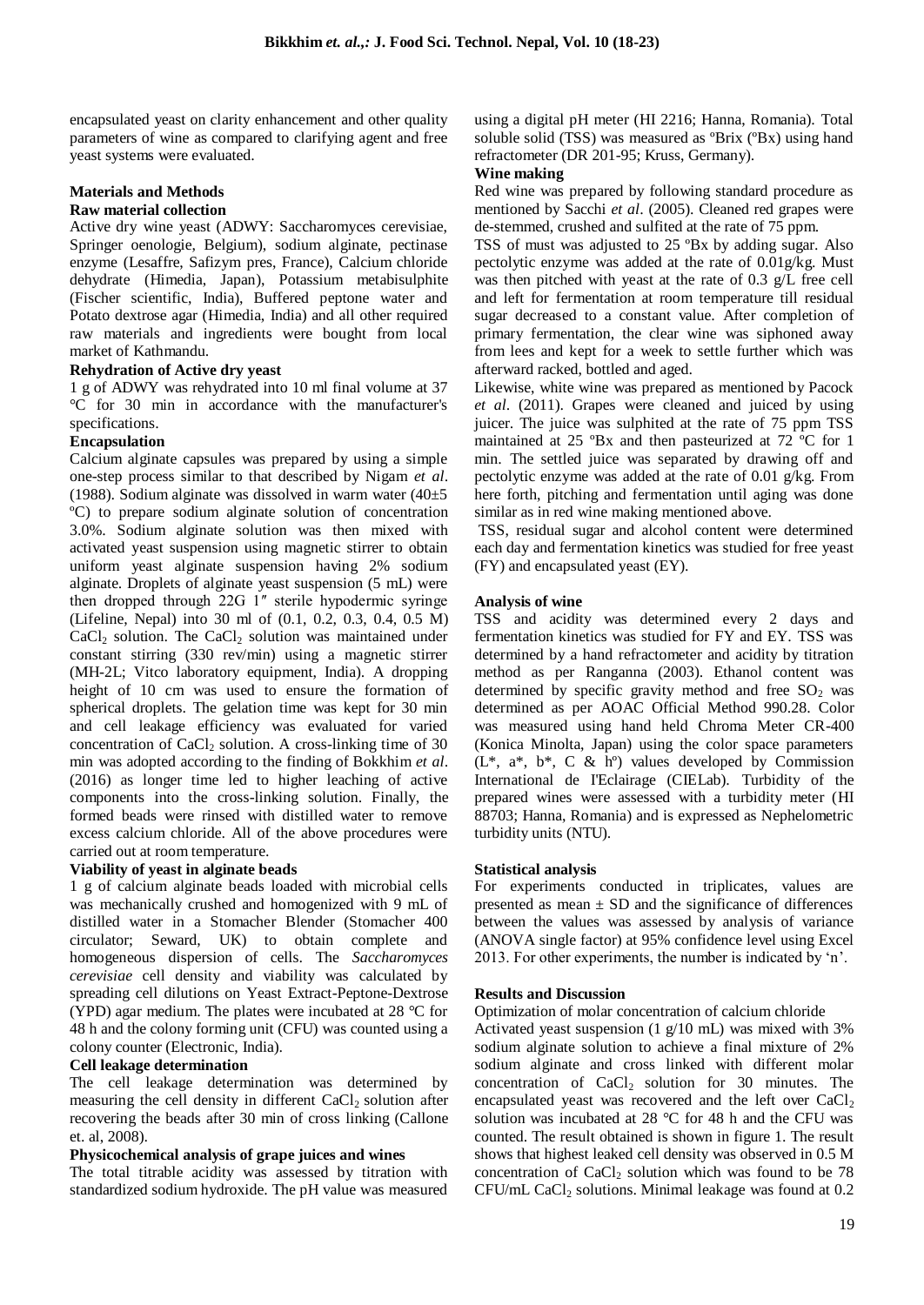encapsulated yeast on clarity enhancement and other quality parameters of wine as compared to clarifying agent and free yeast systems were evaluated.

## Materials and Methods

### Raw material collection

Active dry wine yeast (ADWY: Saccharomyces cerevisiae, Springer oenologie, Belgium), sodium alginate, pectinase enzyme (Lesaffre, Safizym pres, France), Calcium chloride dehydrate (Himedia, Japan), Potassium metabisulphite (Fischer scientific, India), Buffered peptone water and Potato dextrose agar (Himedia, India) and all other required raw materials and ingredients were bought from local market of Kathmandu.

### Rehydration of Active dry yeast

1 g of ADWY was rehydrated into 10 ml final volume at 37 ºC for 30 min in accordance with the manufacturer's specifications.

### Encapsulation

Calcium alginate capsules was prepared by using a simple one-step process similar to that described by Nigam *et al*. (1988). Sodium alginate was dissolved in warm water (40±5 ºC) to prepare sodium alginate solution of concentration 3.0%. Sodium alginate solution was then mixed with activated yeast suspension using magnetic stirrer to obtain uniform yeast alginate suspension having 2% sodium alginate. Droplets of alginate yeast suspension (5 mL) were then dropped through 22G 1″ sterile hypodermic syringe (Lifeline, Nepal) into 30 ml of (0.1, 0.2, 0.3, 0.4, 0.5 M) $CaCl_2$ solution. The $CaCl_2$ solution was maintained under constant stirring (330 rev/min) using a magnetic stirrer (MH-2L; Vitco laboratory equipment, India). A dropping height of 10 cm was used to ensure the formation of spherical droplets. The gelation time was kept for 30 min and cell leakage efficiency was evaluated for varied concentration of $CaCl_2$ solution. A cross-linking time of 30 min was adopted according to the finding of Bokkhim *et al*. (2016) as longer time led to higher leaching of active components into the cross-linking solution. Finally, the formed beads were rinsed with distilled water to remove excess calcium chloride. All of the above procedures were carried out at room temperature.

### Viability of yeast in alginate beads

1 g of calcium alginate beads loaded with microbial cells was mechanically crushed and homogenized with 9 mL of distilled water in a Stomacher Blender (Stomacher 400 circulator; Seward, UK) to obtain complete and homogeneous dispersion of cells. The *Saccharomyces cerevisiae* cell density and viability was calculated by spreading cell dilutions on Yeast Extract-Peptone-Dextrose (YPD) agar medium. The plates were incubated at 28 ºC for 48 h and the colony forming unit (CFU) was counted using a colony counter (Electronic, India).

### Cell leakage determination

The cell leakage determination was determined by measuring the cell density in different $CaCl_2$ solution after recovering the beads after 30 min of cross linking (Callone et. al, 2008).

### Physicochemical analysis of grape juices and wines

The total titrable acidity was assessed by titration with standardized sodium hydroxide. The pH value was measured using a digital pH meter (HI 2216; Hanna, Romania). Total soluble solid (TSS) was measured as ºBrix (ºBx) using hand refractometer (DR 201-95; Kruss, Germany).

### Wine making

Red wine was prepared by following standard procedure as mentioned by Sacchi *et al*. (2005). Cleaned red grapes were de-stemmed, crushed and sulfited at the rate of 75 ppm.

TSS of must was adjusted to 25 ºBx by adding sugar. Also pectolytic enzyme was added at the rate of 0.01g/kg. Must was then pitched with yeast at the rate of 0.3 g/L free cell and left for fermentation at room temperature till residual sugar decreased to a constant value. After completion of primary fermentation, the clear wine was siphoned away from lees and kept for a week to settle further which was afterward racked, bottled and aged.

Likewise, white wine was prepared as mentioned by Pacock *et al*. (2011). Grapes were cleaned and juiced by using juicer. The juice was sulphited at the rate of 75 ppm TSS maintained at 25 ºBx and then pasteurized at 72 ºC for 1 min. The settled juice was separated by drawing off and pectolytic enzyme was added at the rate of 0.01 g/kg. From here forth, pitching and fermentation until aging was done similar as in red wine making mentioned above.

TSS, residual sugar and alcohol content were determined each day and fermentation kinetics was studied for free yeast (FY) and encapsulated yeast (EY).

### Analysis of wine

TSS and acidity was determined every 2 days and fermentation kinetics was studied for FY and EY. TSS was determined by a hand refractometer and acidity by titration method as per Ranganna (2003). Ethanol content was determined by specific gravity method and free $SO_2$ was determined as per AOAC Official Method 990.28. Color was measured using hand held Chroma Meter CR-400 (Konica Minolta, Japan) using the color space parameters (L\*, a\*, b\*, C & hº) values developed by Commission International de I'Eclairage (CIELab). Turbidity of the prepared wines were assessed with a turbidity meter (HI 88703; Hanna, Romania) and is expressed as Nephelometric turbidity units (NTU).

### Statistical analysis

For experiments conducted in triplicates, values are presented as mean ± SD and the significance of differences between the values was assessed by analysis of variance (ANOVA single factor) at 95% confidence level using Excel 2013. For other experiments, the number is indicated by 'n'.

## Results and Discussion

Optimization of molar concentration of calcium chloride

Activated yeast suspension (1 g/10 mL) was mixed with 3% sodium alginate solution to achieve a final mixture of 2% sodium alginate and cross linked with different molar concentration of $CaCl_2$ solution for 30 minutes. The encapsulated yeast was recovered and the left over $CaCl_2$ solution was incubated at 28 ºC for 48 h and the CFU was counted. The result obtained is shown in figure 1. The result shows that highest leaked cell density was observed in 0.5 M concentration of $CaCl_2$ solution which was found to be 78 CFU/mL $CaCl_2$ solutions. Minimal leakage was found at 0.2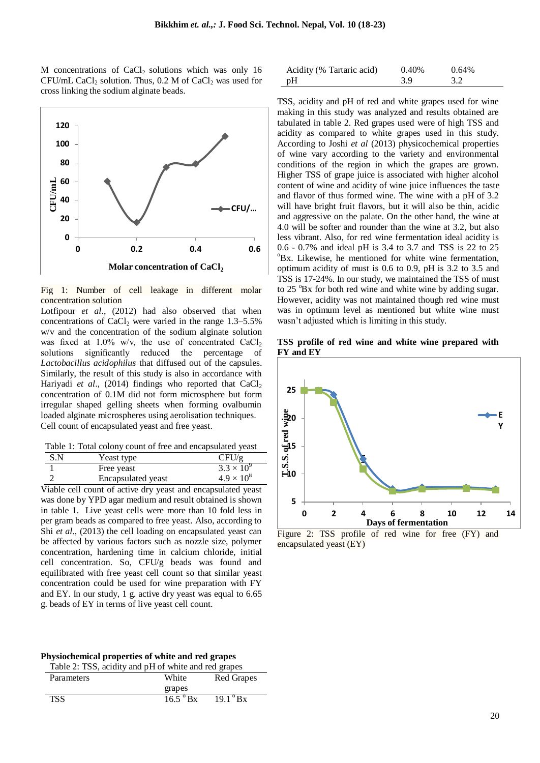M concentrations of $CaCl_2$ solutions which was only 16 CFU/mL $CaCl_2$ solution. Thus, 0.2 M of $CaCl_2$ was used for cross linking the sodium alginate beads.

Fig 1: Number of cell leakage in different molar concentration solution

Lotfipour *et al*., (2012) had also observed that when concentrations of $CaCl_2$ were varied in the range 1.3–5.5% w/v and the concentration of the sodium alginate solution was fixed at 1.0% w/v, the use of concentrated $CaCl_2$ solutions significantly reduced the percentage of *Lactobacillus acidophilus* that diffused out of the capsules. Similarly, the result of this study is also in accordance with Hariyadi *et al*., (2014) findings who reported that $CaCl_2$ concentration of 0.1M did not form microsphere but form irregular shaped gelling sheets when forming ovalbumin loaded alginate microspheres using aerolisation techniques.

Cell count of encapsulated yeast and free yeast.

Table 1: Total colony count of free and encapsulated yeast

| S.N | Yeast type | CFU/g |
|---|---|---|
| 1 | Free yeast | $3.3 \times 10^9$ |
| 2 | Encapsulated yeast | $4.9 \times 10^8$ |

Viable cell count of active dry yeast and encapsulated yeast was done by YPD agar medium and result obtained is shown in table 1. Live yeast cells were more than 10 fold less in per gram beads as compared to free yeast. Also, according to Shi *et al*., (2013) the cell loading on encapsulated yeast can be affected by various factors such as nozzle size, polymer concentration, hardening time in calcium chloride, initial cell concentration. So, CFU/g beads was found and equilibrated with free yeast cell count so that similar yeast concentration could be used for wine preparation with FY and EY. In our study, 1 g. active dry yeast was equal to 6.65 g. beads of EY in terms of live yeast cell count.

**Physiochemical properties of white and red grapes**

Table 2: TSS, acidity and pH of white and red grapes

| Parameters | White grapes | Red Grapes |
|---|---|---|
| TSS | 16.5 °Bx | 19.1 °Bx |
| Acidity (% Tartaric acid) | 0.40% | 0.64% |
| pH | 3.9 | 3.2 |

TSS, acidity and pH of red and white grapes used for wine making in this study was analyzed and results obtained are tabulated in table 2. Red grapes used were of high TSS and acidity as compared to white grapes used in this study. According to Joshi *et al* (2013) physicochemical properties of wine vary according to the variety and environmental conditions of the region in which the grapes are grown. Higher TSS of grape juice is associated with higher alcohol content of wine and acidity of wine juice influences the taste and flavor of thus formed wine. The wine with a pH of 3.2 will have bright fruit flavors, but it will also be thin, acidic and aggressive on the palate. On the other hand, the wine at 4.0 will be softer and rounder than the wine at 3.2, but also less vibrant. Also, for red wine fermentation ideal acidity is 0.6 - 0.7% and ideal pH is 3.4 to 3.7 and TSS is 22 to 25 °Bx. Likewise, he mentioned for white wine fermentation, optimum acidity of must is 0.6 to 0.9, pH is 3.2 to 3.5 and TSS is 17-24%. In our study, we maintained the TSS of must to 25 °Bx for both red wine and white wine by adding sugar. However, acidity was not maintained though red wine must was in optimum level as mentioned but white wine must wasn't adjusted which is limiting in this study.

**TSS profile of red wine and white wine prepared with FY and EY**

Figure 2: TSS profile of red wine for free (FY) and encapsulated yeast (EY)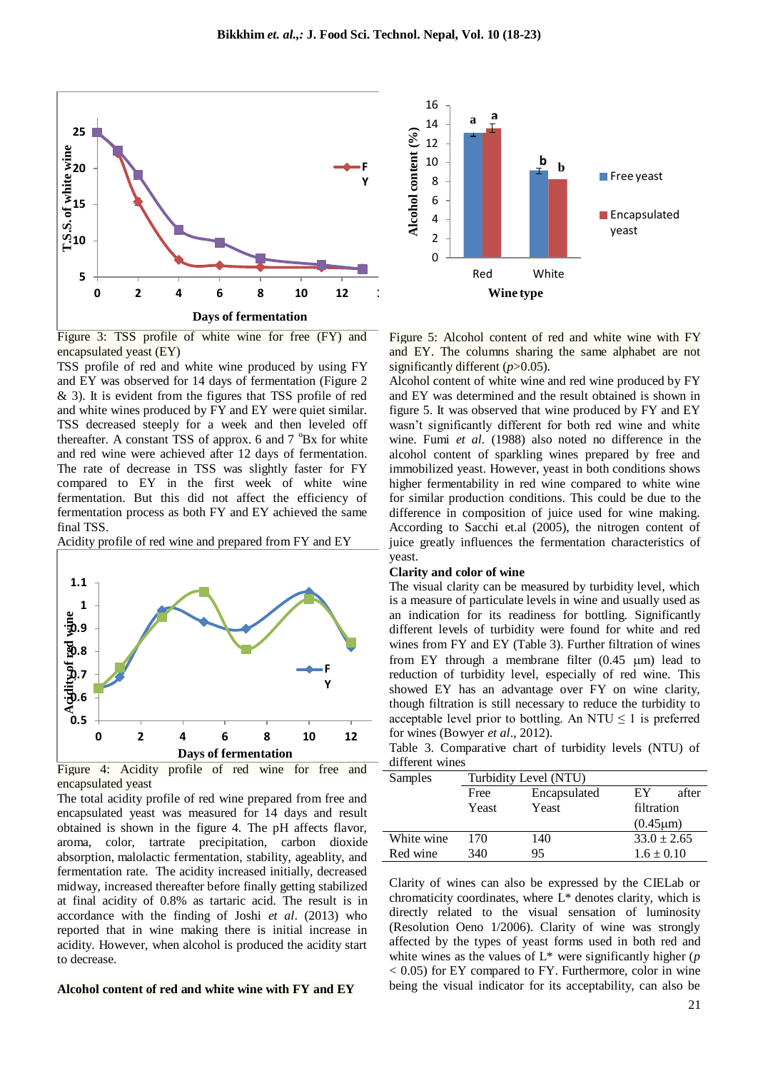Figure 3: TSS profile of white wine for free (FY) and encapsulated yeast (EY)

TSS profile of red and white wine produced by using FY and EY was observed for 14 days of fermentation (Figure 2 & 3). It is evident from the figures that TSS profile of red and white wines produced by FY and EY were quiet similar. TSS decreased steeply for a week and then leveled off thereafter. A constant TSS of approx. 6 and 7 °Bx for white and red wine were achieved after 12 days of fermentation. The rate of decrease in TSS was slightly faster for FY compared to EY in the first week of white wine fermentation. But this did not affect the efficiency of fermentation process as both FY and EY achieved the same final TSS.

Acidity profile of red wine and prepared from FY and EY

Figure 4: Acidity profile of red wine for free and encapsulated yeast

The total acidity profile of red wine prepared from free and encapsulated yeast was measured for 14 days and result obtained is shown in the figure 4. The pH affects flavor, aroma, color, tartrate precipitation, carbon dioxide absorption, malolactic fermentation, stability, ageablity, and fermentation rate. The acidity increased initially, decreased midway, increased thereafter before finally getting stabilized at final acidity of 0.8% as tartaric acid. The result is in accordance with the finding of Joshi *et al*. (2013) who reported that in wine making there is initial increase in acidity. However, when alcohol is produced the acidity start to decrease.

**Alcohol content of red and white wine with FY and EY**

Figure 5: Alcohol content of red and white wine with FY and EY. The columns sharing the same alphabet are not significantly different ($p$>0.05).

Alcohol content of white wine and red wine produced by FY and EY was determined and the result obtained is shown in figure 5. It was observed that wine produced by FY and EY wasn't significantly different for both red wine and white wine. Fumi *et al.* (1988) also noted no difference in the alcohol content of sparkling wines prepared by free and immobilized yeast. However, yeast in both conditions shows higher fermentability in red wine compared to white wine for similar production conditions. This could be due to the difference in composition of juice used for wine making. According to Sacchi et.al (2005), the nitrogen content of juice greatly influences the fermentation characteristics of yeast.

**Clarity and color of wine**

The visual clarity can be measured by turbidity level, which is a measure of particulate levels in wine and usually used as an indication for its readiness for bottling. Significantly different levels of turbidity were found for white and red wines from FY and EY (Table 3). Further filtration of wines from EY through a membrane filter (0.45 μm) lead to reduction of turbidity level, especially of red wine. This showed EY has an advantage over FY on wine clarity, though filtration is still necessary to reduce the turbidity to acceptable level prior to bottling. An NTU ≤ 1 is preferred for wines (Bowyer *et al*., 2012).

Table 3. Comparative chart of turbidity levels (NTU) of different wines

| Samples | Turbidity Level (NTU) | | |
|---|---|---|---|
| | Free Yeast | Encapsulated Yeast | EY after filtration (0.45μm) |
| White wine | 170 | 140 | 33.0 ± 2.65 |
| Red wine | 340 | 95 | 1.6 ± 0.10 |

Clarity of wines can also be expressed by the CIELab or chromaticity coordinates, where L* denotes clarity, which is directly related to the visual sensation of luminosity (Resolution Oeno 1/2006). Clarity of wine was strongly affected by the types of yeast forms used in both red and white wines as the values of L* were significantly higher ($p$ < 0.05) for EY compared to FY. Furthermore, color in wine being the visual indicator for its acceptability, can also be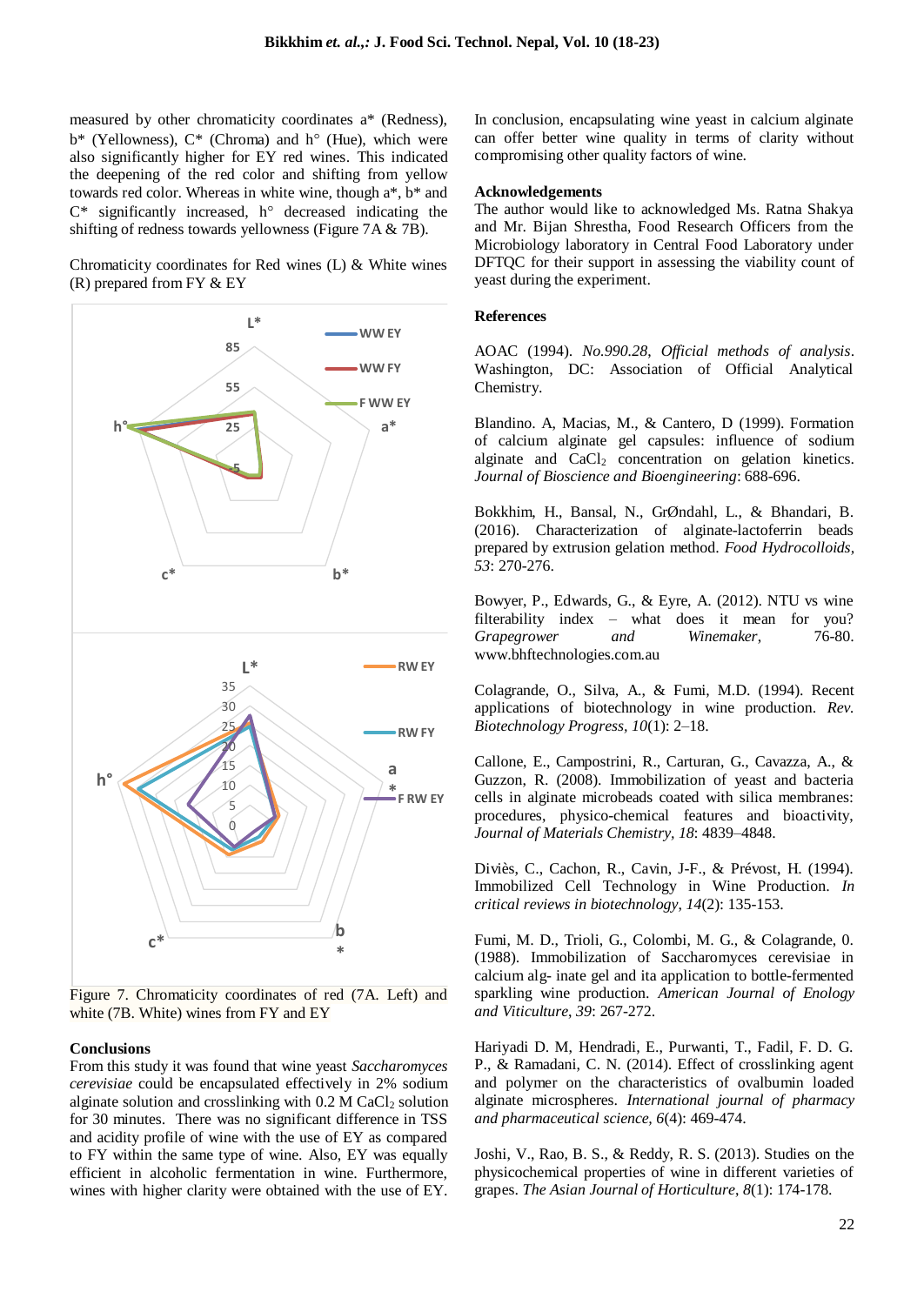measured by other chromaticity coordinates a* (Redness), b* (Yellowness), C* (Chroma) and h° (Hue), which were also significantly higher for EY red wines. This indicated the deepening of the red color and shifting from yellow towards red color. Whereas in white wine, though a*, b* and C* significantly increased, h° decreased indicating the shifting of redness towards yellowness (Figure 7A & 7B).

Chromaticity coordinates for Red wines (L) & White wines (R) prepared from FY & EY

Figure 7. Chromaticity coordinates of red (7A. Left) and white (7B. White) wines from FY and EY

### Conclusions

From this study it was found that wine yeast *Saccharomyces cerevisiae* could be encapsulated effectively in 2% sodium alginate solution and crosslinking with 0.2 M $CaCl_2$ solution for 30 minutes. There was no significant difference in TSS and acidity profile of wine with the use of EY as compared to FY within the same type of wine. Also, EY was equally efficient in alcoholic fermentation in wine. Furthermore, wines with higher clarity were obtained with the use of EY.

In conclusion, encapsulating wine yeast in calcium alginate can offer better wine quality in terms of clarity without compromising other quality factors of wine.

### Acknowledgements

The author would like to acknowledged Ms. Ratna Shakya and Mr. Bijan Shrestha, Food Research Officers from the Microbiology laboratory in Central Food Laboratory under DFTQC for their support in assessing the viability count of yeast during the experiment.

### References

AOAC (1994). *No.990.28*, *Official methods of analysis*. Washington, DC: Association of Official Analytical Chemistry.

Blandino. A, Macias, M., & Cantero, D (1999). Formation of calcium alginate gel capsules: influence of sodium alginate and $CaCl_2$ concentration on gelation kinetics. *Journal of Bioscience and Bioengineering*: 688-696.

Bokkhim, H., Bansal, N., GrØndahl, L., & Bhandari, B. (2016). Characterization of alginate-lactoferrin beads prepared by extrusion gelation method. *Food Hydrocolloids*, *53*: 270-276.

Bowyer, P., Edwards, G., & Eyre, A. (2012). NTU vs wine filterability index – what does it mean for you? *Grapegrower and Winemaker*, 76-80. www.bhftechnologies.com.au

Colagrande, O., Silva, A., & Fumi, M.D. (1994). Recent applications of biotechnology in wine production. *Rev. Biotechnology Progress*, *10*(1): 2–18.

Callone, E., Campostrini, R., Carturan, G., Cavazza, A., & Guzzon, R. (2008). Immobilization of yeast and bacteria cells in alginate microbeads coated with silica membranes: procedures, physico-chemical features and bioactivity, *Journal of Materials Chemistry*, *18*: 4839–4848.

Diviès, C., Cachon, R., Cavin, J-F., & Prévost, H. (1994). Immobilized Cell Technology in Wine Production. *In critical reviews in biotechnology*, *14*(2): 135-153.

Fumi, M. D., Trioli, G., Colombi, M. G., & Colagrande, 0. (1988). Immobilization of Saccharomyces cerevisiae in calcium alg- inate gel and ita application to bottle-fermented sparkling wine production. *American Journal of Enology and Viticulture*, *39*: 267-272.

Hariyadi D. M, Hendradi, E., Purwanti, T., Fadil, F. D. G. P., & Ramadani, C. N. (2014). Effect of crosslinking agent and polymer on the characteristics of ovalbumin loaded alginate microspheres. *International journal of pharmacy and pharmaceutical science*, *6*(4): 469-474.

Joshi, V., Rao, B. S., & Reddy, R. S. (2013). Studies on the physicochemical properties of wine in different varieties of grapes. *The Asian Journal of Horticulture*, *8*(1): 174-178.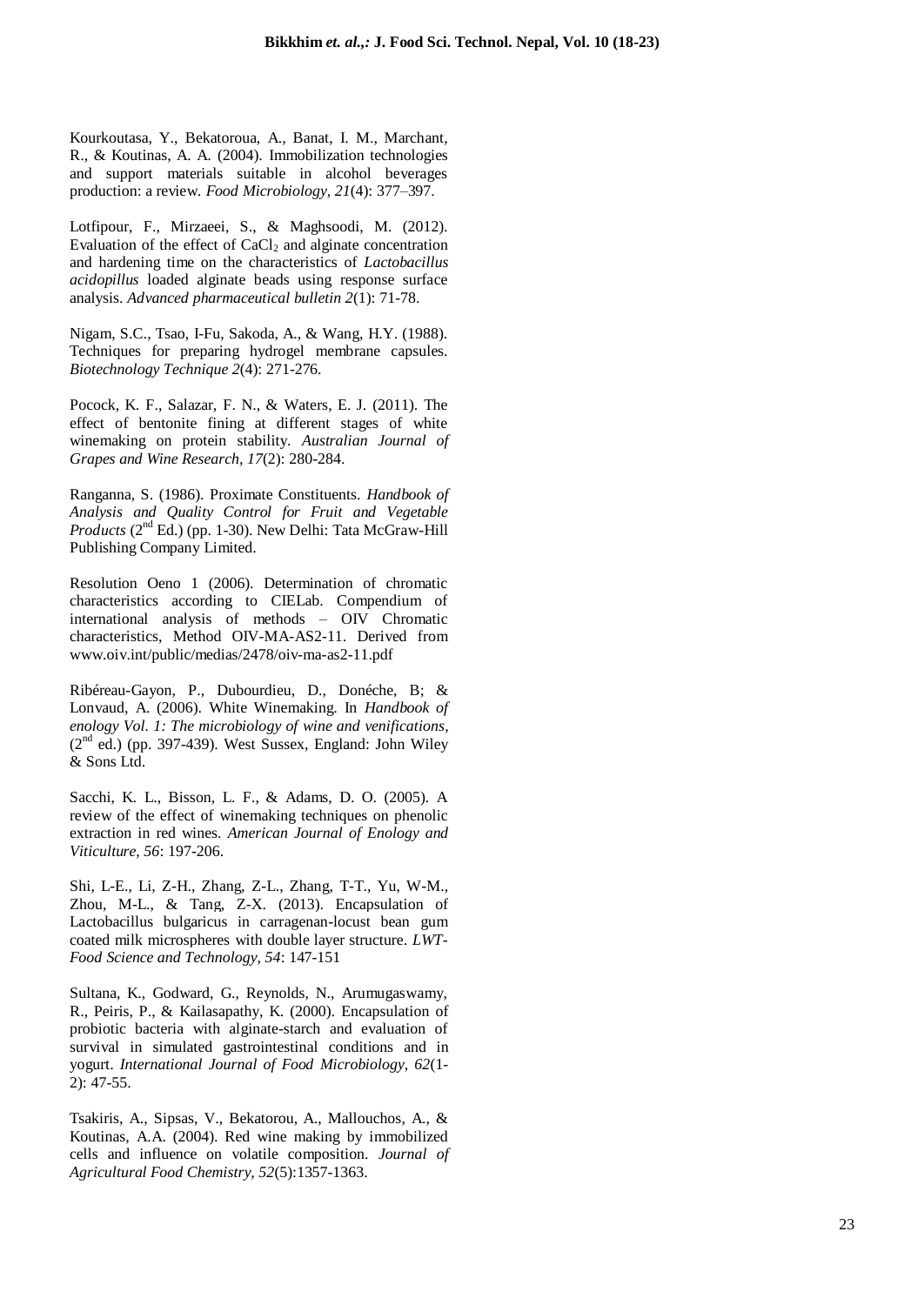Kourkoutasa, Y., Bekatoroua, A., Banat, I. M., Marchant, R., & Koutinas, A. A. (2004). Immobilization technologies and support materials suitable in alcohol beverages production: a review. *Food Microbiology, 21*(4): 377–397.

Lotfipour, F., Mirzaeei, S., & Maghsoodi, M. (2012). Evaluation of the effect of $CaCl_2$ and alginate concentration and hardening time on the characteristics of *Lactobacillus acidopillus* loaded alginate beads using response surface analysis. *Advanced pharmaceutical bulletin 2*(1): 71-78.

Nigam, S.C., Tsao, I-Fu, Sakoda, A., & Wang, H.Y. (1988). Techniques for preparing hydrogel membrane capsules. *Biotechnology Technique 2*(4): 271-276.

Pocock, K. F., Salazar, F. N., & Waters, E. J. (2011). The effect of bentonite fining at different stages of white winemaking on protein stability. *Australian Journal of Grapes and Wine Research*, *17*(2): 280-284.

Ranganna, S. (1986). Proximate Constituents. *Handbook of Analysis and Quality Control for Fruit and Vegetable Products* (2nd Ed.) (pp. 1-30). New Delhi: Tata McGraw-Hill Publishing Company Limited.

Resolution Oeno 1 (2006). Determination of chromatic characteristics according to CIELab. Compendium of international analysis of methods – OIV Chromatic characteristics, Method OIV-MA-AS2-11. Derived from www.oiv.int/public/medias/2478/oiv-ma-as2-11.pdf

Ribéreau-Gayon, P., Dubourdieu, D., Donéche, B; & Lonvaud, A. (2006). White Winemaking. In *Handbook of enology Vol. 1: The microbiology of wine and venifications*, (2nd ed.) (pp. 397-439). West Sussex, England: John Wiley & Sons Ltd.

Sacchi, K. L., Bisson, L. F., & Adams, D. O. (2005). A review of the effect of winemaking techniques on phenolic extraction in red wines. *American Journal of Enology and Viticulture, 56*: 197-206.

Shi, L-E., Li, Z-H., Zhang, Z-L., Zhang, T-T., Yu, W-M., Zhou, M-L., & Tang, Z-X. (2013). Encapsulation of Lactobacillus bulgaricus in carragenan-locust bean gum coated milk microspheres with double layer structure. *LWT-Food Science and Technology, 54*: 147-151

Sultana, K., Godward, G., Reynolds, N., Arumugaswamy, R., Peiris, P., & Kailasapathy, K. (2000). Encapsulation of probiotic bacteria with alginate-starch and evaluation of survival in simulated gastrointestinal conditions and in yogurt. *International Journal of Food Microbiology, 62*(1-2): 47-55.

Tsakiris, A., Sipsas, V., Bekatorou, A., Mallouchos, A., & Koutinas, A.A. (2004). Red wine making by immobilized cells and influence on volatile composition. *Journal of Agricultural Food Chemistry, 52*(5):1357-1363.